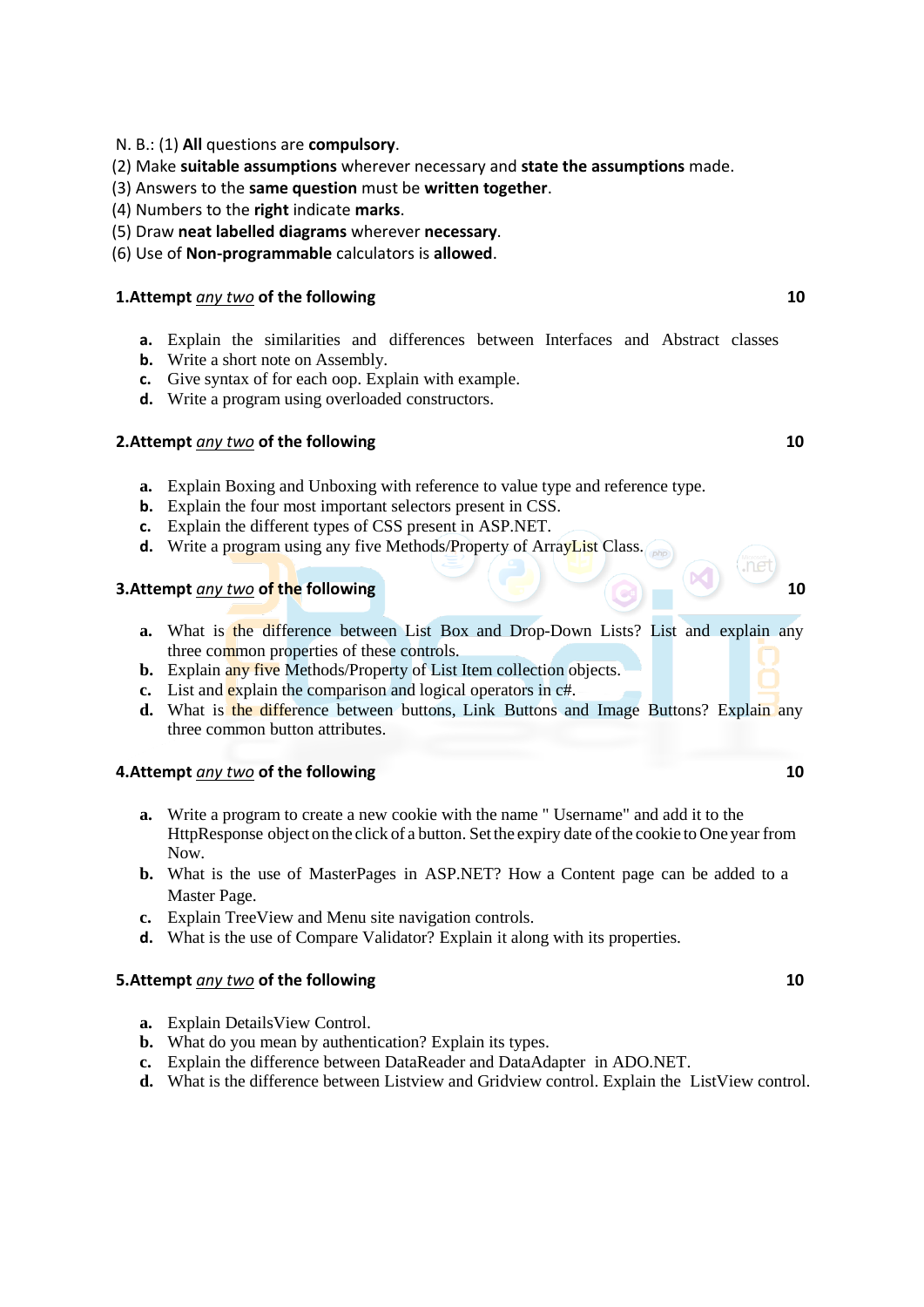N. B.: (1) **All** questions are **compulsory**.
(2) Make **suitable assumptions** wherever necessary and **state the assumptions** made.
(3) Answers to the **same question** must be **written together**.
(4) Numbers to the **right** indicate **marks**.
(5) Draw **neat labelled diagrams** wherever **necessary**.
(6) Use of **Non-programmable** calculators is **allowed**.

**1.Attempt *any two* of the following** **10**

- **a.** Explain the similarities and differences between Interfaces and Abstract classes
- **b.** Write a short note on Assembly.
- **c.** Give syntax of for each oop. Explain with example.
- **d.** Write a program using overloaded constructors.

**2.Attempt *any two* of the following** **10**

- **a.** Explain Boxing and Unboxing with reference to value type and reference type.
- **b.** Explain the four most important selectors present in CSS.
- **c.** Explain the different types of CSS present in ASP.NET.
- **d.** Write a program using any five Methods/Property of ArrayList Class.

**3.Attempt *any two* of the following** **10**

- **a.** What is the difference between List Box and Drop-Down Lists? List and explain any three common properties of these controls.
- **b.** Explain any five Methods/Property of List Item collection objects.
- **c.** List and explain the comparison and logical operators in c#.
- **d.** What is the difference between buttons, Link Buttons and Image Buttons? Explain any three common button attributes.

**4.Attempt *any two* of the following** **10**

- **a.** Write a program to create a new cookie with the name " Username" and add it to the HttpResponse object on the click of a button. Set the expiry date of the cookie to One year from Now.
- **b.** What is the use of MasterPages in ASP.NET? How a Content page can be added to a Master Page.
- **c.** Explain TreeView and Menu site navigation controls.
- **d.** What is the use of Compare Validator? Explain it along with its properties.

**5.Attempt *any two* of the following** **10**

- **a.** Explain DetailsView Control.
- **b.** What do you mean by authentication? Explain its types.
- **c.** Explain the difference between DataReader and DataAdapter in ADO.NET.
- **d.** What is the difference between Listview and Gridview control. Explain the ListView control.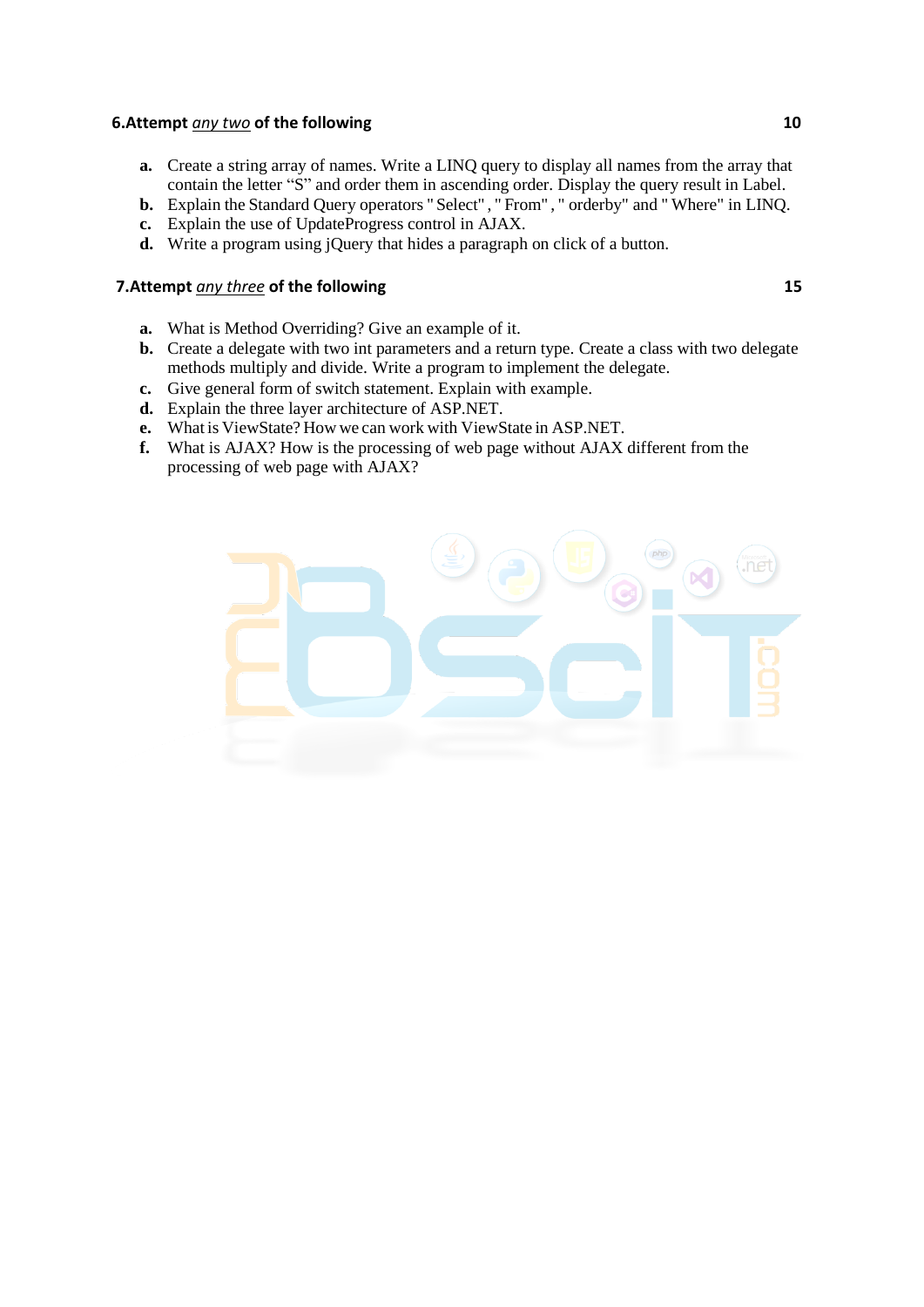**6.Attempt *any two* of the following** **10**

- **a.** Create a string array of names. Write a LINQ query to display all names from the array that contain the letter “S” and order them in ascending order. Display the query result in Label.
- **b.** Explain the Standard Query operators " Select" , " From" , " orderby" and " Where" in LINQ.
- **c.** Explain the use of UpdateProgress control in AJAX.
- **d.** Write a program using jQuery that hides a paragraph on click of a button.

**7.Attempt *any three* of the following** **15**

- **a.** What is Method Overriding? Give an example of it.
- **b.** Create a delegate with two int parameters and a return type. Create a class with two delegate methods multiply and divide. Write a program to implement the delegate.
- **c.** Give general form of switch statement. Explain with example.
- **d.** Explain the three layer architecture of ASP.NET.
- **e.** What is ViewState? How we can work with ViewState in ASP.NET.
- **f.** What is AJAX? How is the processing of web page without AJAX different from the processing of web page with AJAX?